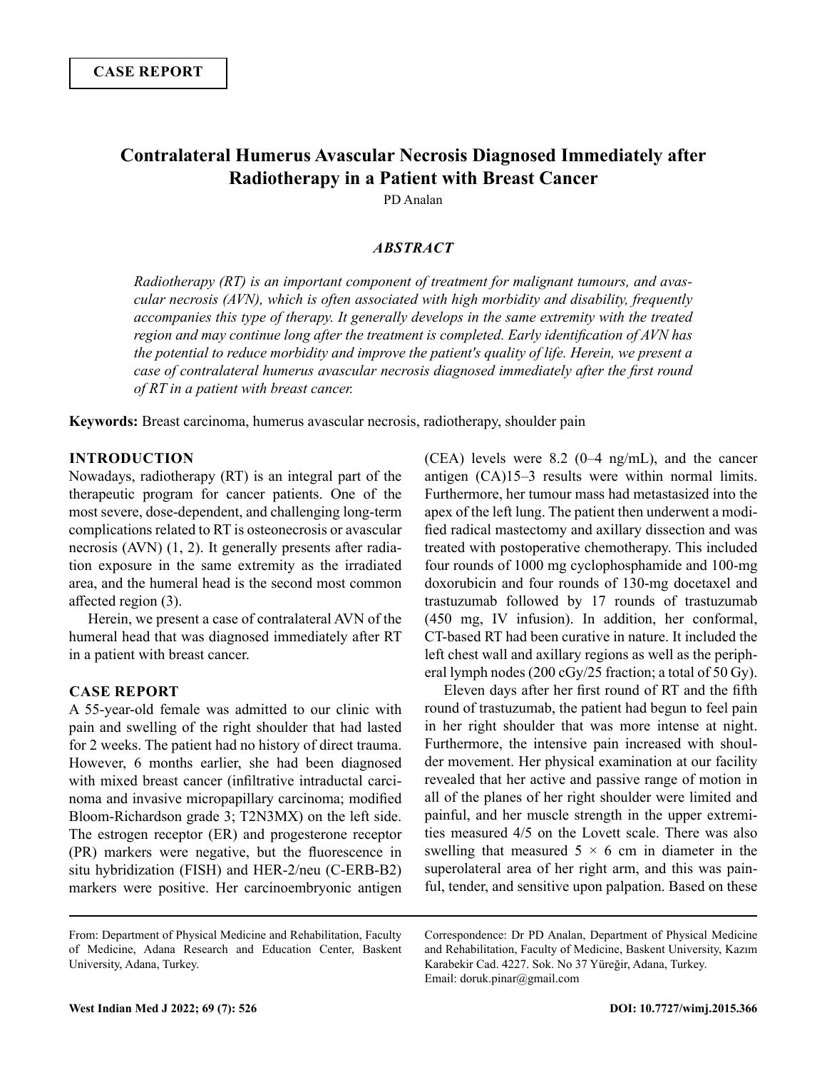CASE REPORT

# Contralateral Humerus Avascular Necrosis Diagnosed Immediately after Radiotherapy in a Patient with Breast Cancer

PD Analan

### *ABSTRACT*

*Radiotherapy (RT) is an important component of treatment for malignant tumours, and avascular necrosis (AVN), which is often associated with high morbidity and disability, frequently accompanies this type of therapy. It generally develops in the same extremity with the treated region and may continue long after the treatment is completed. Early identification of AVN has the potential to reduce morbidity and improve the patient's quality of life. Herein, we present a case of contralateral humerus avascular necrosis diagnosed immediately after the first round of RT in a patient with breast cancer.*

**Keywords:** Breast carcinoma, humerus avascular necrosis, radiotherapy, shoulder pain

## INTRODUCTION

Nowadays, radiotherapy (RT) is an integral part of the therapeutic program for cancer patients. One of the most severe, dose-dependent, and challenging long-term complications related to RT is osteonecrosis or avascular necrosis (AVN) (1, 2). It generally presents after radiation exposure in the same extremity as the irradiated area, and the humeral head is the second most common affected region (3).

Herein, we present a case of contralateral AVN of the humeral head that was diagnosed immediately after RT in a patient with breast cancer.

## CASE REPORT

A 55-year-old female was admitted to our clinic with pain and swelling of the right shoulder that had lasted for 2 weeks. The patient had no history of direct trauma. However, 6 months earlier, she had been diagnosed with mixed breast cancer (infiltrative intraductal carcinoma and invasive micropapillary carcinoma; modified Bloom-Richardson grade 3; T2N3MX) on the left side. The estrogen receptor (ER) and progesterone receptor (PR) markers were negative, but the fluorescence in situ hybridization (FISH) and HER-2/neu (C-ERB-B2) markers were positive. Her carcinoembryonic antigen (CEA) levels were 8.2 (0–4 ng/mL), and the cancer antigen (CA)15–3 results were within normal limits. Furthermore, her tumour mass had metastasized into the apex of the left lung. The patient then underwent a modified radical mastectomy and axillary dissection and was treated with postoperative chemotherapy. This included four rounds of 1000 mg cyclophosphamide and 100-mg doxorubicin and four rounds of 130-mg docetaxel and trastuzumab followed by 17 rounds of trastuzumab (450 mg, IV infusion). In addition, her conformal, CT-based RT had been curative in nature. It included the left chest wall and axillary regions as well as the peripheral lymph nodes (200 cGy/25 fraction; a total of 50 Gy).

Eleven days after her first round of RT and the fifth round of trastuzumab, the patient had begun to feel pain in her right shoulder that was more intense at night. Furthermore, the intensive pain increased with shoulder movement. Her physical examination at our facility revealed that her active and passive range of motion in all of the planes of her right shoulder were limited and painful, and her muscle strength in the upper extremities measured 4/5 on the Lovett scale. There was also swelling that measured 5 × 6 cm in diameter in the superolateral area of her right arm, and this was painful, tender, and sensitive upon palpation. Based on these

From: Department of Physical Medicine and Rehabilitation, Faculty of Medicine, Adana Research and Education Center, Baskent University, Adana, Turkey.

Correspondence: Dr PD Analan, Department of Physical Medicine and Rehabilitation, Faculty of Medicine, Baskent University, Kazım Karabekir Cad. 4227. Sok. No 37 Yüreğir, Adana, Turkey. Email: doruk.pinar@gmail.com

DOI: 10.7727/wimj.2015.366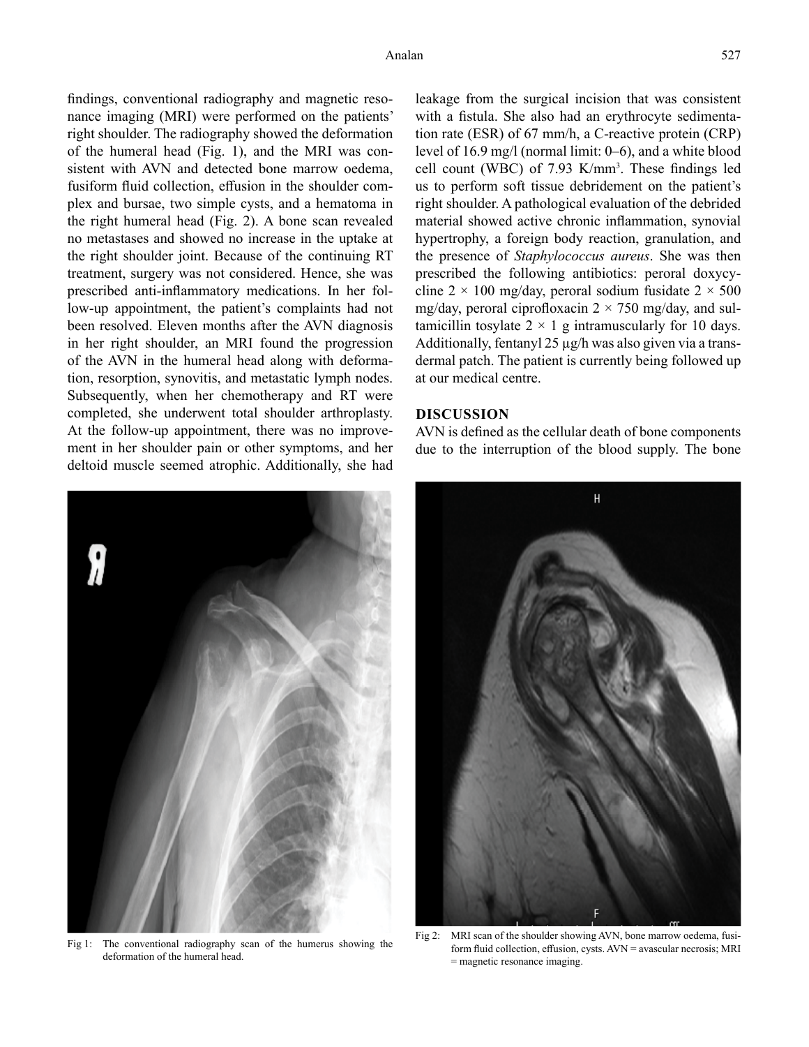findings, conventional radiography and magnetic resonance imaging (MRI) were performed on the patients' right shoulder. The radiography showed the deformation of the humeral head (Fig. 1), and the MRI was consistent with AVN and detected bone marrow oedema, fusiform fluid collection, effusion in the shoulder complex and bursae, two simple cysts, and a hematoma in the right humeral head (Fig. 2). A bone scan revealed no metastases and showed no increase in the uptake at the right shoulder joint. Because of the continuing RT treatment, surgery was not considered. Hence, she was prescribed anti-inflammatory medications. In her follow-up appointment, the patient's complaints had not been resolved. Eleven months after the AVN diagnosis in her right shoulder, an MRI found the progression of the AVN in the humeral head along with deformation, resorption, synovitis, and metastatic lymph nodes. Subsequently, when her chemotherapy and RT were completed, she underwent total shoulder arthroplasty. At the follow-up appointment, there was no improvement in her shoulder pain or other symptoms, and her deltoid muscle seemed atrophic. Additionally, she had leakage from the surgical incision that was consistent with a fistula. She also had an erythrocyte sedimentation rate (ESR) of 67 mm/h, a C-reactive protein (CRP) level of 16.9 mg/l (normal limit: 0–6), and a white blood cell count (WBC) of 7.93 K/mm$^3$. These findings led us to perform soft tissue debridement on the patient's right shoulder. A pathological evaluation of the debrided material showed active chronic inflammation, synovial hypertrophy, a foreign body reaction, granulation, and the presence of *Staphylococcus aureus*. She was then prescribed the following antibiotics: peroral doxycycline 2 × 100 mg/day, peroral sodium fusidate 2 × 500 mg/day, peroral ciprofloxacin 2 × 750 mg/day, and sultamicillin tosylate 2 × 1 g intramuscularly for 10 days. Additionally, fentanyl 25 µg/h was also given via a transdermal patch. The patient is currently being followed up at our medical centre.

## DISCUSSION

AVN is defined as the cellular death of bone components due to the interruption of the blood supply. The bone

Fig 1: The conventional radiography scan of the humerus showing the deformation of the humeral head.

Fig 2: MRI scan of the shoulder showing AVN, bone marrow oedema, fusiform fluid collection, effusion, cysts. AVN = avascular necrosis; MRI = magnetic resonance imaging.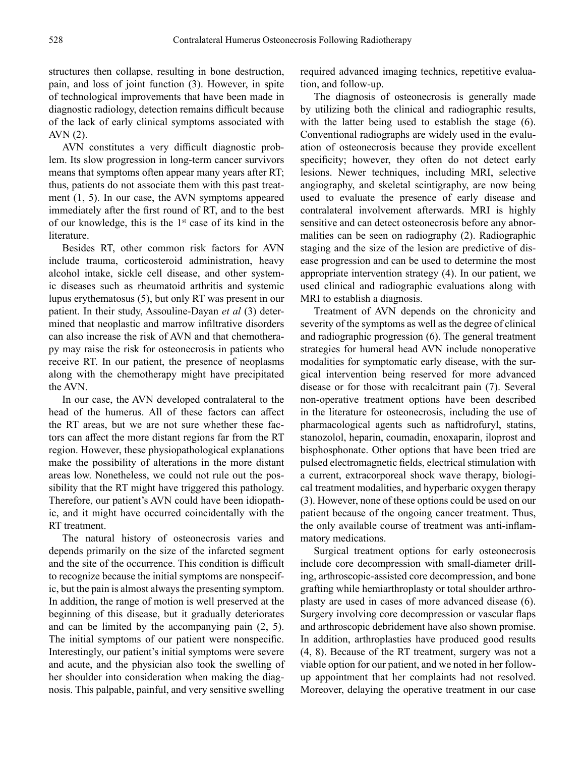structures then collapse, resulting in bone destruction, pain, and loss of joint function (3). However, in spite of technological improvements that have been made in diagnostic radiology, detection remains difficult because of the lack of early clinical symptoms associated with AVN (2).

AVN constitutes a very difficult diagnostic problem. Its slow progression in long-term cancer survivors means that symptoms often appear many years after RT; thus, patients do not associate them with this past treatment (1, 5). In our case, the AVN symptoms appeared immediately after the first round of RT, and to the best of our knowledge, this is the 1st case of its kind in the literature.

Besides RT, other common risk factors for AVN include trauma, corticosteroid administration, heavy alcohol intake, sickle cell disease, and other systemic diseases such as rheumatoid arthritis and systemic lupus erythematosus (5), but only RT was present in our patient. In their study, Assouline-Dayan *et al* (3) determined that neoplastic and marrow infiltrative disorders can also increase the risk of AVN and that chemotherapy may raise the risk for osteonecrosis in patients who receive RT. In our patient, the presence of neoplasms along with the chemotherapy might have precipitated the AVN.

In our case, the AVN developed contralateral to the head of the humerus. All of these factors can affect the RT areas, but we are not sure whether these factors can affect the more distant regions far from the RT region. However, these physiopathological explanations make the possibility of alterations in the more distant areas low. Nonetheless, we could not rule out the possibility that the RT might have triggered this pathology. Therefore, our patient's AVN could have been idiopathic, and it might have occurred coincidentally with the RT treatment.

The natural history of osteonecrosis varies and depends primarily on the size of the infarcted segment and the site of the occurrence. This condition is difficult to recognize because the initial symptoms are nonspecific, but the pain is almost always the presenting symptom. In addition, the range of motion is well preserved at the beginning of this disease, but it gradually deteriorates and can be limited by the accompanying pain (2, 5). The initial symptoms of our patient were nonspecific. Interestingly, our patient's initial symptoms were severe and acute, and the physician also took the swelling of her shoulder into consideration when making the diagnosis. This palpable, painful, and very sensitive swelling required advanced imaging technics, repetitive evaluation, and follow-up.

The diagnosis of osteonecrosis is generally made by utilizing both the clinical and radiographic results, with the latter being used to establish the stage (6). Conventional radiographs are widely used in the evaluation of osteonecrosis because they provide excellent specificity; however, they often do not detect early lesions. Newer techniques, including MRI, selective angiography, and skeletal scintigraphy, are now being used to evaluate the presence of early disease and contralateral involvement afterwards. MRI is highly sensitive and can detect osteonecrosis before any abnormalities can be seen on radiography (2). Radiographic staging and the size of the lesion are predictive of disease progression and can be used to determine the most appropriate intervention strategy (4). In our patient, we used clinical and radiographic evaluations along with MRI to establish a diagnosis.

Treatment of AVN depends on the chronicity and severity of the symptoms as well as the degree of clinical and radiographic progression (6). The general treatment strategies for humeral head AVN include nonoperative modalities for symptomatic early disease, with the surgical intervention being reserved for more advanced disease or for those with recalcitrant pain (7). Several non-operative treatment options have been described in the literature for osteonecrosis, including the use of pharmacological agents such as naftidrofuryl, statins, stanozolol, heparin, coumadin, enoxaparin, iloprost and bisphosphonate. Other options that have been tried are pulsed electromagnetic fields, electrical stimulation with a current, extracorporeal shock wave therapy, biological treatment modalities, and hyperbaric oxygen therapy (3). However, none of these options could be used on our patient because of the ongoing cancer treatment. Thus, the only available course of treatment was anti-inflammatory medications.

Surgical treatment options for early osteonecrosis include core decompression with small-diameter drilling, arthroscopic-assisted core decompression, and bone grafting while hemiarthroplasty or total shoulder arthroplasty are used in cases of more advanced disease (6). Surgery involving core decompression or vascular flaps and arthroscopic debridement have also shown promise. In addition, arthroplasties have produced good results (4, 8). Because of the RT treatment, surgery was not a viable option for our patient, and we noted in her follow-up appointment that her complaints had not resolved. Moreover, delaying the operative treatment in our case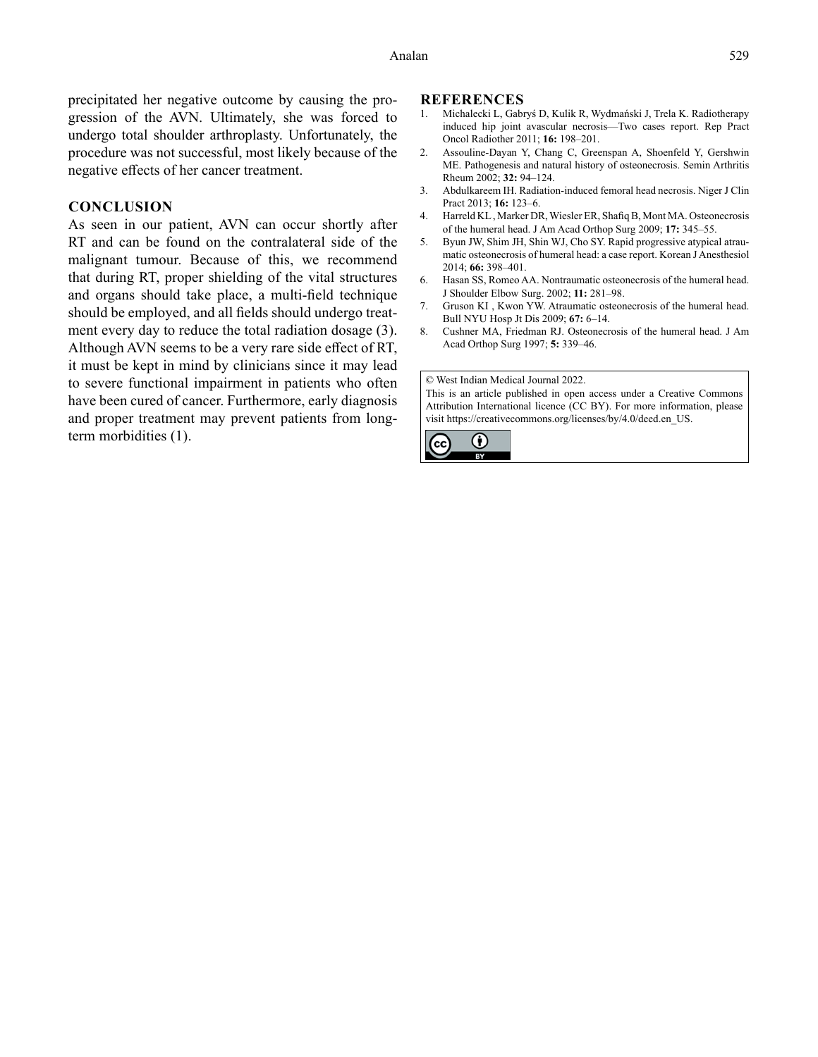precipitated her negative outcome by causing the progression of the AVN. Ultimately, she was forced to undergo total shoulder arthroplasty. Unfortunately, the procedure was not successful, most likely because of the negative effects of her cancer treatment.

## CONCLUSION

As seen in our patient, AVN can occur shortly after RT and can be found on the contralateral side of the malignant tumour. Because of this, we recommend that during RT, proper shielding of the vital structures and organs should take place, a multi-field technique should be employed, and all fields should undergo treatment every day to reduce the total radiation dosage (3). Although AVN seems to be a very rare side effect of RT, it must be kept in mind by clinicians since it may lead to severe functional impairment in patients who often have been cured of cancer. Furthermore, early diagnosis and proper treatment may prevent patients from long-term morbidities (1).

## REFERENCES

1. Michalecki L, Gabryś D, Kulik R, Wydmański J, Trela K. Radiotherapy induced hip joint avascular necrosis—Two cases report. Rep Pract Oncol Radiother 2011; **16:** 198–201.
2. Assouline-Dayan Y, Chang C, Greenspan A, Shoenfeld Y, Gershwin ME. Pathogenesis and natural history of osteonecrosis. Semin Arthritis Rheum 2002; **32:** 94–124.
3. Abdulkareem IH. Radiation-induced femoral head necrosis. Niger J Clin Pract 2013; **16:** 123–6.
4. Harreld KL , Marker DR, Wiesler ER, Shafiq B, Mont MA. Osteonecrosis of the humeral head. J Am Acad Orthop Surg 2009; **17:** 345–55.
5. Byun JW, Shim JH, Shin WJ, Cho SY. Rapid progressive atypical atraumatic osteonecrosis of humeral head: a case report. Korean J Anesthesiol 2014; **66:** 398–401.
6. Hasan SS, Romeo AA. Nontraumatic osteonecrosis of the humeral head. J Shoulder Elbow Surg. 2002; **11:** 281–98.
7. Gruson KI , Kwon YW. Atraumatic osteonecrosis of the humeral head. Bull NYU Hosp Jt Dis 2009; **67:** 6–14.
8. Cushner MA, Friedman RJ. Osteonecrosis of the humeral head. J Am Acad Orthop Surg 1997; **5:** 339–46.

© West Indian Medical Journal 2022.
This is an article published in open access under a Creative Commons Attribution International licence (CC BY). For more information, please visit https://creativecommons.org/licenses/by/4.0/deed.en_US.